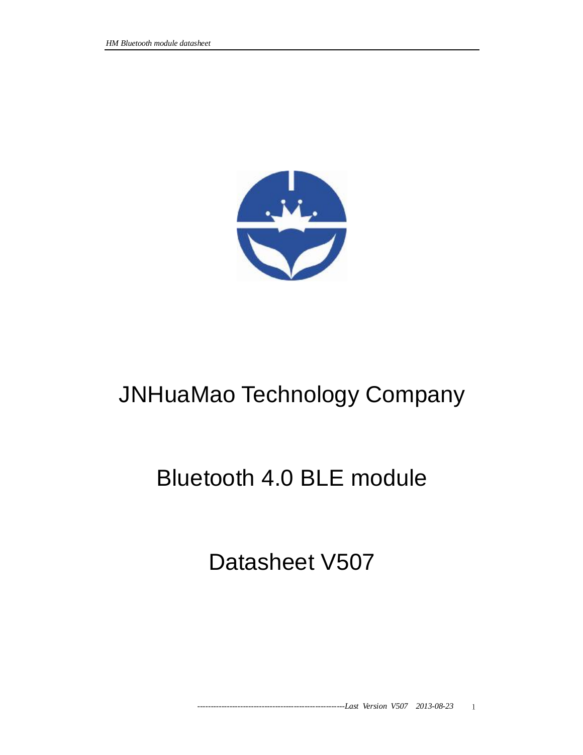# JNHuaMao Technology Company

# Bluetooth 4.0 BLE module

# Datasheet V507

*Last Version V507 2013-08-23*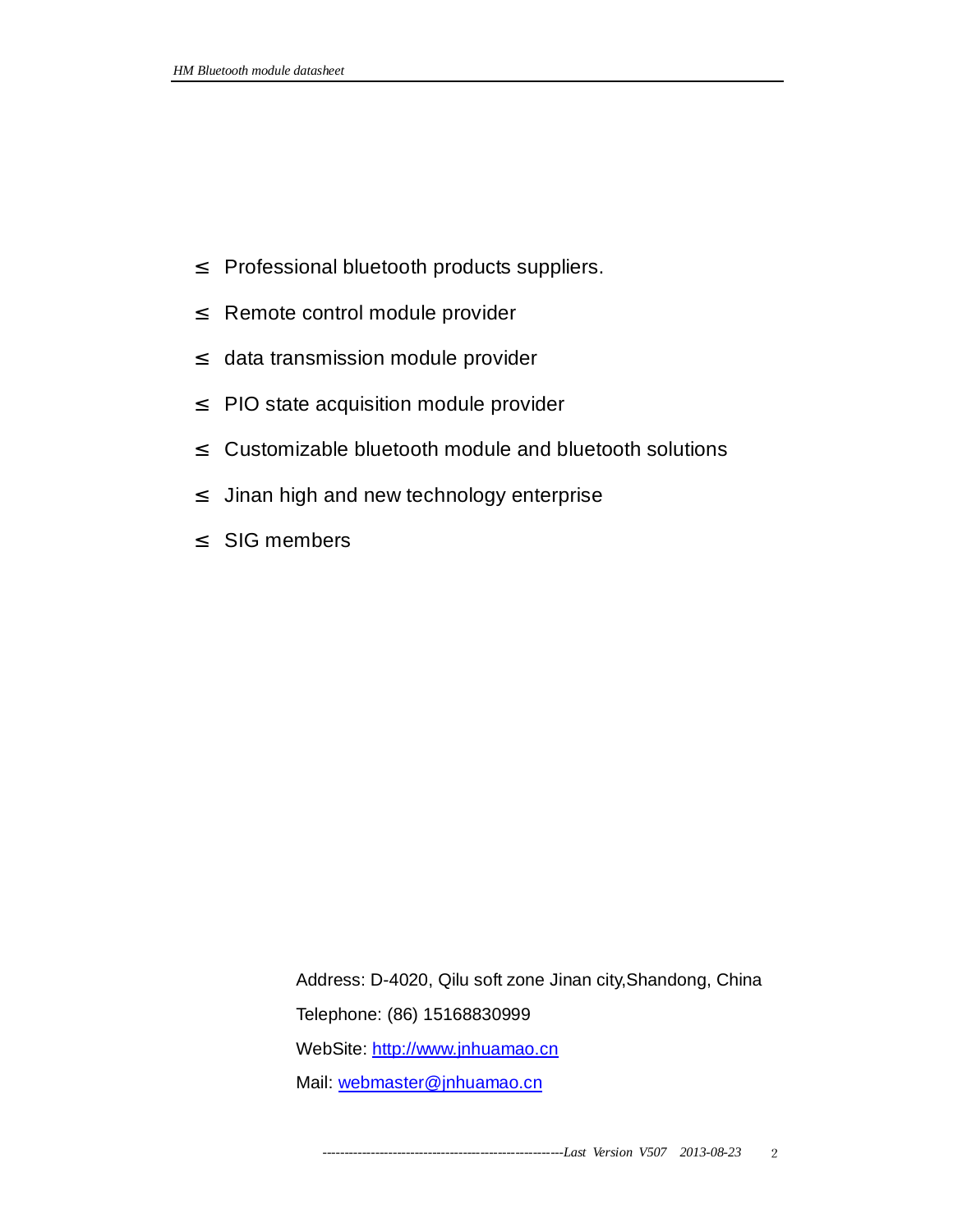- Professional bluetooth products suppliers.
- Remote control module provider
- data transmission module provider
- PIO state acquisition module provider
- Customizable bluetooth module and bluetooth solutions
- Jinan high and new technology enterprise
- SIG members

Address: D-4020, Qilu soft zone Jinan city,Shandong, China

Telephone: (86) 15168830999

WebSite: [http://www.jnhuamao.cn](http://www.jnhuamao.cn)

Mail: [webmaster@jnhuamao.cn](mailto:webmaster@jnhuamao.cn)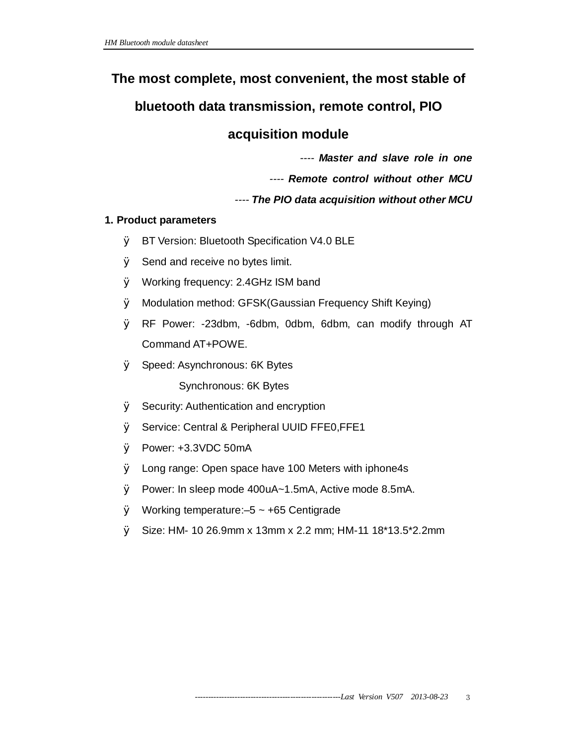# The most complete, most convenient, the most stable of bluetooth data transmission, remote control, PIO acquisition module

---- ***Master and slave role in one***

---- ***Remote control without other MCU***

---- ***The PIO data acquisition without other MCU***

## 1. Product parameters

- BT Version: Bluetooth Specification V4.0 BLE
- Send and receive no bytes limit.
- Working frequency: 2.4GHz ISM band
- Modulation method: GFSK(Gaussian Frequency Shift Keying)
- RF Power: -23dbm, -6dbm, 0dbm, 6dbm, can modify through AT Command AT+POWE.
- Speed: Asynchronous: 6K Bytes
  
  Synchronous: 6K Bytes
- Security: Authentication and encryption
- Service: Central & Peripheral UUID FFE0,FFE1
- Power: +3.3VDC 50mA
- Long range: Open space have 100 Meters with iphone4s
- Power: In sleep mode 400uA~1.5mA, Active mode 8.5mA.
- Working temperature:–5 ~ +65 Centigrade
- Size: HM- 10 26.9mm x 13mm x 2.2 mm; HM-11 18*13.5*2.2mm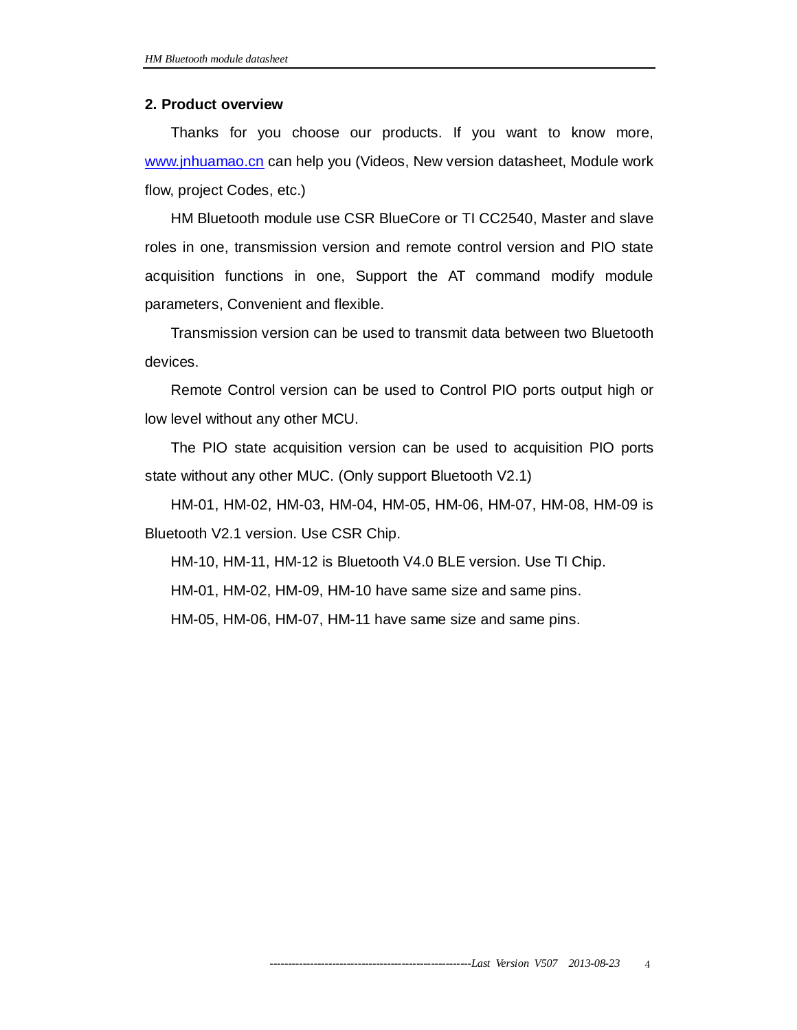## 2. Product overview

Thanks for you choose our products. If you want to know more, [www.jnhuamao.cn](http://www.jnhuamao.cn) can help you (Videos, New version datasheet, Module work flow, project Codes, etc.)

HM Bluetooth module use CSR BlueCore or TI CC2540, Master and slave roles in one, transmission version and remote control version and PIO state acquisition functions in one, Support the AT command modify module parameters, Convenient and flexible.

Transmission version can be used to transmit data between two Bluetooth devices.

Remote Control version can be used to Control PIO ports output high or low level without any other MCU.

The PIO state acquisition version can be used to acquisition PIO ports state without any other MUC. (Only support Bluetooth V2.1)

HM-01, HM-02, HM-03, HM-04, HM-05, HM-06, HM-07, HM-08, HM-09 is Bluetooth V2.1 version. Use CSR Chip.

HM-10, HM-11, HM-12 is Bluetooth V4.0 BLE version. Use TI Chip.

HM-01, HM-02, HM-09, HM-10 have same size and same pins.

HM-05, HM-06, HM-07, HM-11 have same size and same pins.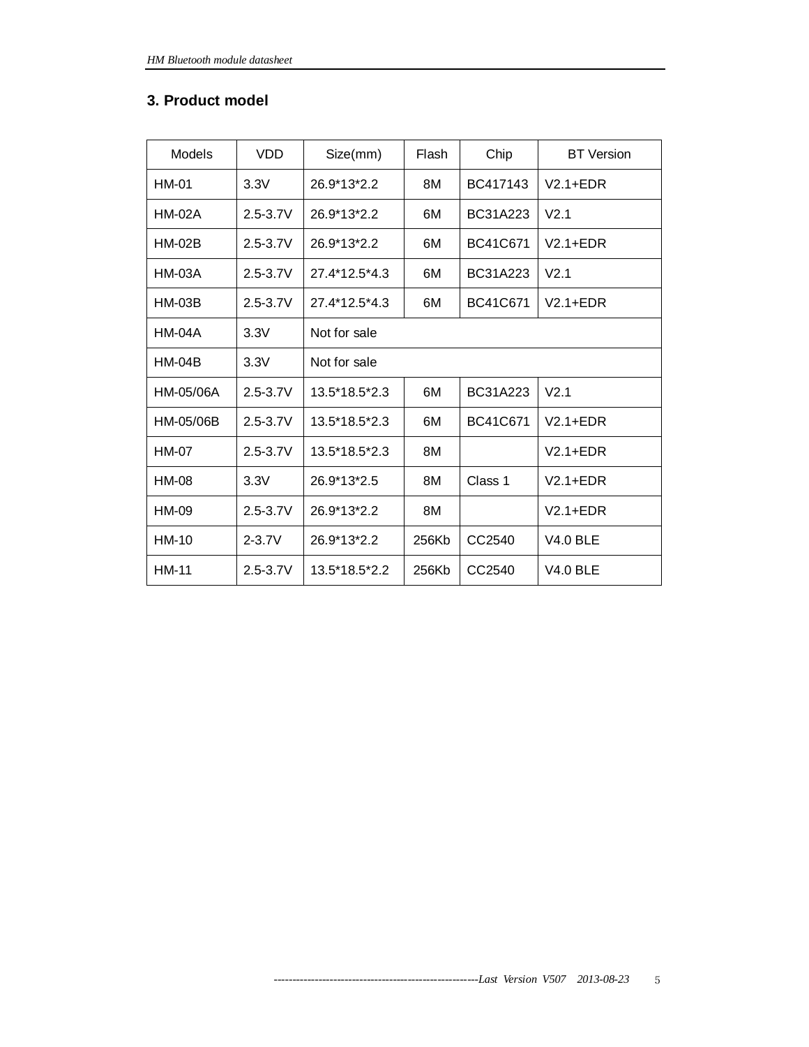## 3. Product model

| Models | VDD | Size(mm) | Flash | Chip | BT Version |
|---|---|---|---|---|---|
| HM-01 | 3.3V | 26.9*13*2.2 | 8M | BC417143 | V2.1+EDR |
| HM-02A | 2.5-3.7V | 26.9*13*2.2 | 6M | BC31A223 | V2.1 |
| HM-02B | 2.5-3.7V | 26.9*13*2.2 | 6M | BC41C671 | V2.1+EDR |
| HM-03A | 2.5-3.7V | 27.4*12.5*4.3 | 6M | BC31A223 | V2.1 |
| HM-03B | 2.5-3.7V | 27.4*12.5*4.3 | 6M | BC41C671 | V2.1+EDR |
| HM-04A | 3.3V | Not for sale | | | |
| HM-04B | 3.3V | Not for sale | | | |
| HM-05/06A | 2.5-3.7V | 13.5*18.5*2.3 | 6M | BC31A223 | V2.1 |
| HM-05/06B | 2.5-3.7V | 13.5*18.5*2.3 | 6M | BC41C671 | V2.1+EDR |
| HM-07 | 2.5-3.7V | 13.5*18.5*2.3 | 8M | | V2.1+EDR |
| HM-08 | 3.3V | 26.9*13*2.5 | 8M | Class 1 | V2.1+EDR |
| HM-09 | 2.5-3.7V | 26.9*13*2.2 | 8M | | V2.1+EDR |
| HM-10 | 2-3.7V | 26.9*13*2.2 | 256Kb | CC2540 | V4.0 BLE |
| HM-11 | 2.5-3.7V | 13.5*18.5*2.2 | 256Kb | CC2540 | V4.0 BLE |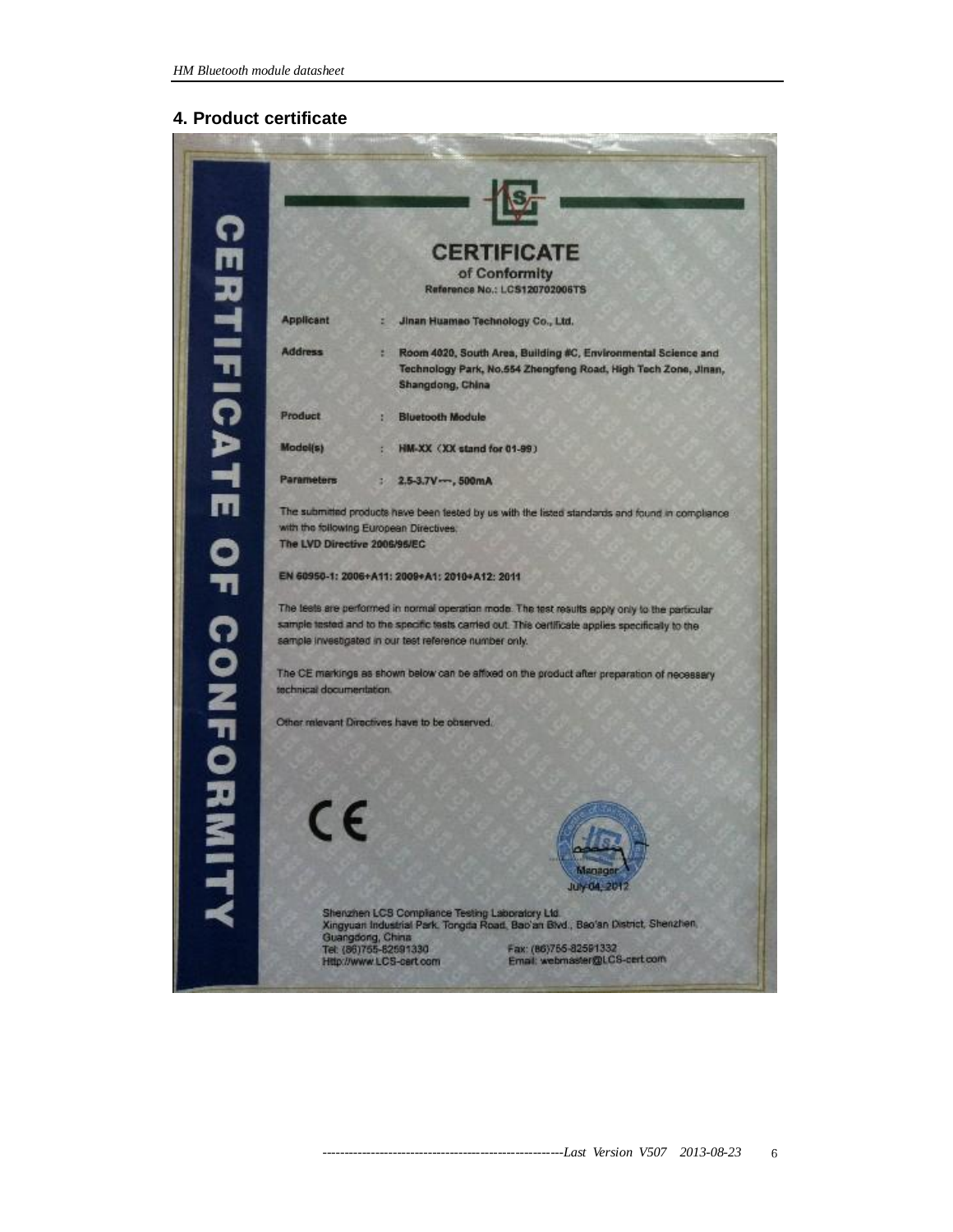## 4. Product certificate

CERTIFICATE OF CONFORMITY

**CERTIFICATE**

of Conformity

Reference No.: LCS120702006TS

| | | |
|---|---|---|
| **Applicant** | : | **Jinan Huamao Technology Co., Ltd.** |
| **Address** | : | **Room 4020, South Area, Building #C, Environmental Science and Technology Park, No.554 Zhengfeng Road, High Tech Zone, Jinan, Shangdong, China** |
| **Product** | : | **Bluetooth Module** |
| **Model(s)** | : | **HM-XX（XX stand for 01-99）** |
| **Parameters** | : | **2.5-3.7V---, 500mA** |

The submitted products have been tested by us with the listed standards and found in compliance with the following European Directives:
**The LVD Directive 2006/95/EC**

**EN 60950-1: 2006+A11: 2009+A1: 2010+A12: 2011**

The tests are performed in normal operation mode. The test results apply only to the particular sample tested and to the specific tests carried out. This certificate applies specifically to the sample investigated in our test reference number only.

The CE markings as shown below can be affixed on the product after preparation of necessary technical documentation.

Other relevant Directives have to be observed.

CE

Manager
July 04, 2012

Shenzhen LCS Compliance Testing Laboratory Ltd.
Xingyuan Industrial Park, Tongda Road, Bao'an Blvd., Bao'an District, Shenzhen, Guangdong, China
Tel: (86)755-82591330 Fax: (86)755-82591332
Http://www.LCS-cert.com Email: webmaster@LCS-cert.com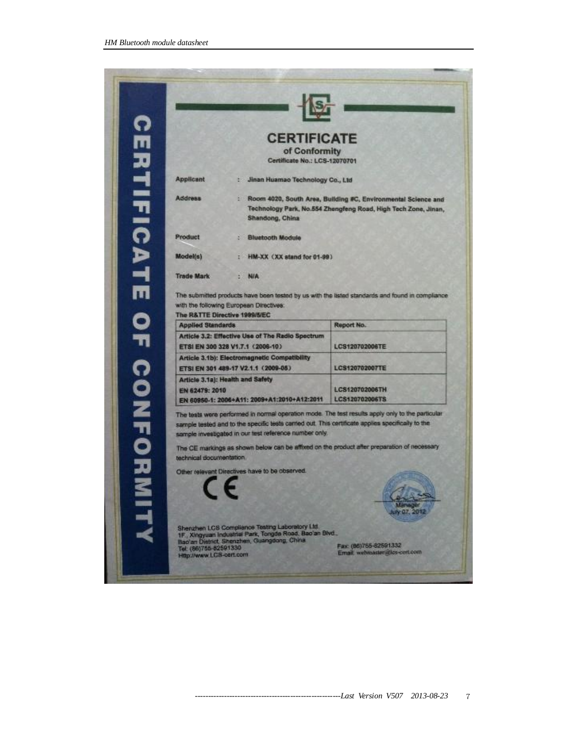CERTIFICATE OF CONFORMITY

# CERTIFICATE

## of Conformity

**Certificate No.: LCS-12070701**

**Applicant** : **Jinan Huamao Technology Co., Ltd**

**Address** : **Room 4020, South Area, Building #C, Environmental Science and Technology Park, No.554 Zhengfeng Road, High Tech Zone, Jinan, Shandong, China**

**Product** : **Bluetooth Module**

**Model(s)** : **HM-XX（XX stand for 01-99）**

**Trade Mark** : **N/A**

The submitted products have been tested by us with the listed standards and found in compliance with the following European Directives:

**The R&TTE Directive 1999/5/EC**

| Applied Standards | Report No. |
|---|---|
| **Article 3.2: Effective Use of The Radio Spectrum**<br>**ETSI EN 300 328 V1.7.1（2006-10）** | **LCS120702006TE** |
| **Article 3.1b): Electromagnetic Compatibility**<br>**ETSI EN 301 489-17 V2.1.1（2009-05）** | **LCS120702007TE** |
| **Article 3.1a): Health and Safety**<br>**EN 62479: 2010**<br>**EN 60950-1: 2006+A11: 2009+A1:2010+A12:2011** | **LCS120702006TH**<br>**LCS120702006TS** |

The tests were performed in normal operation mode. The test results apply only to the particular sample tested and to the specific tests carried out. This certificate applies specifically to the sample investigated in our test reference number only.

The CE markings as shown below can be affixed on the product after preparation of necessary technical documentation.

Other relevant Directives have to be observed.

CE

Manager
July 07, 2012

Shenzhen LCS Compliance Testing Laboratory Ltd.
1F., Xingyuan Industrial Park, Tongda Road, Bao'an Blvd.,
Bao'an District, Shenzhen, Guangdong, China
Tel: (86)755-82591330
Http://www.LCS-cert.com

Fax: (86)755-82591332
Email: webmaster@lcs-cert.com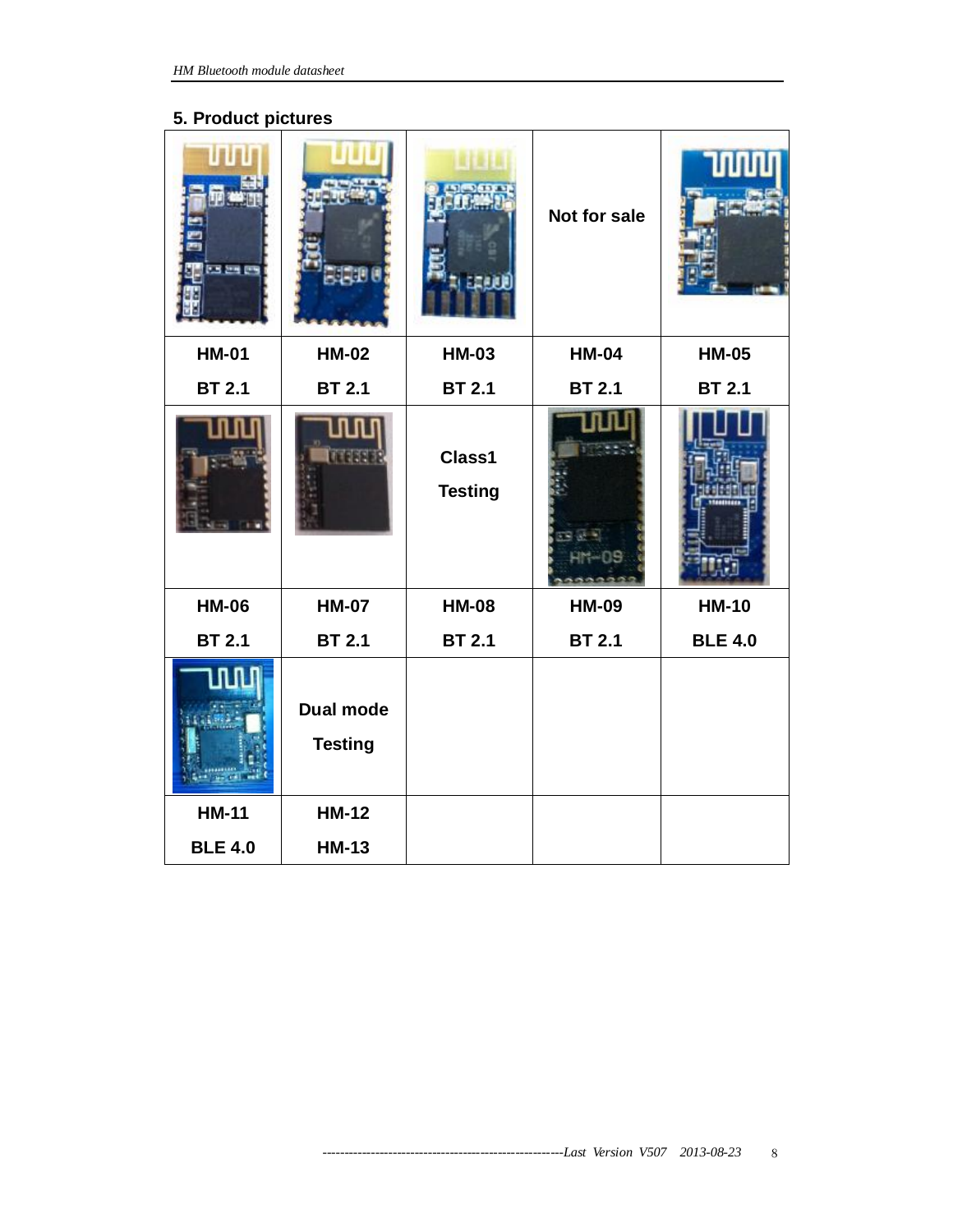## 5. Product pictures

| | | | | |
|---|---|---|---|---|
| | | | Not for sale | |
| HM-01<br>BT 2.1 | HM-02<br>BT 2.1 | HM-03<br>BT 2.1 | HM-04<br>BT 2.1 | HM-05<br>BT 2.1 |
| | | Class1<br>Testing | | |
| HM-06<br>BT 2.1 | HM-07<br>BT 2.1 | HM-08<br>BT 2.1 | HM-09<br>BT 2.1 | HM-10<br>BLE 4.0 |
| | Dual mode<br>Testing | | | |
| HM-11<br>BLE 4.0 | HM-12<br>HM-13 | | | |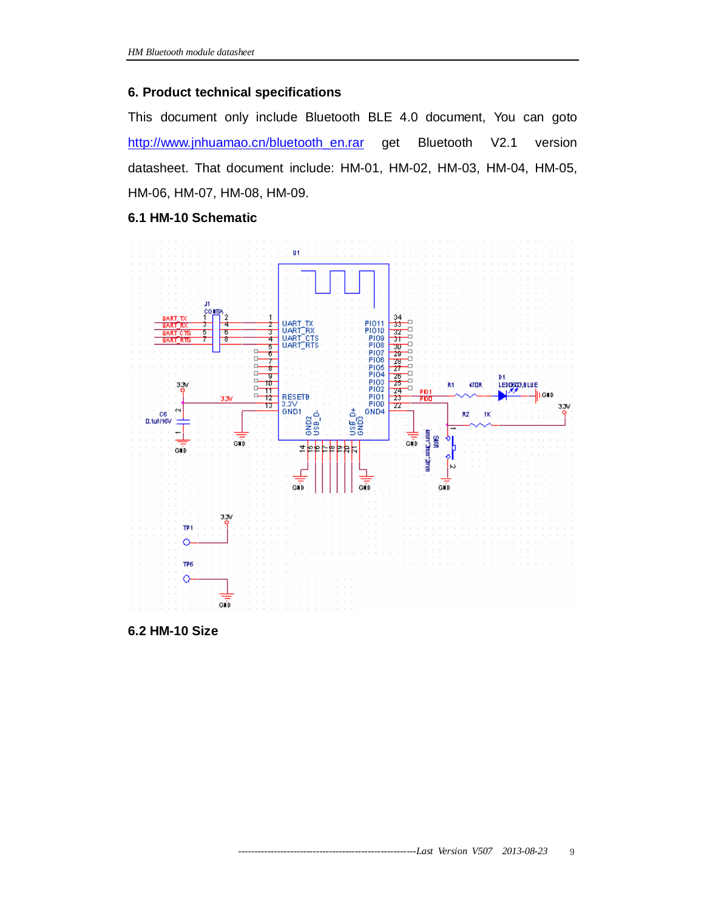## 6. Product technical specifications

This document only include Bluetooth BLE 4.0 document, You can goto http://www.jnhuamao.cn/bluetooth_en.rar get Bluetooth V2.1 version datasheet. That document include: HM-01, HM-02, HM-03, HM-04, HM-05, HM-06, HM-07, HM-08, HM-09.

### 6.1 HM-10 Schematic

### 6.2 HM-10 Size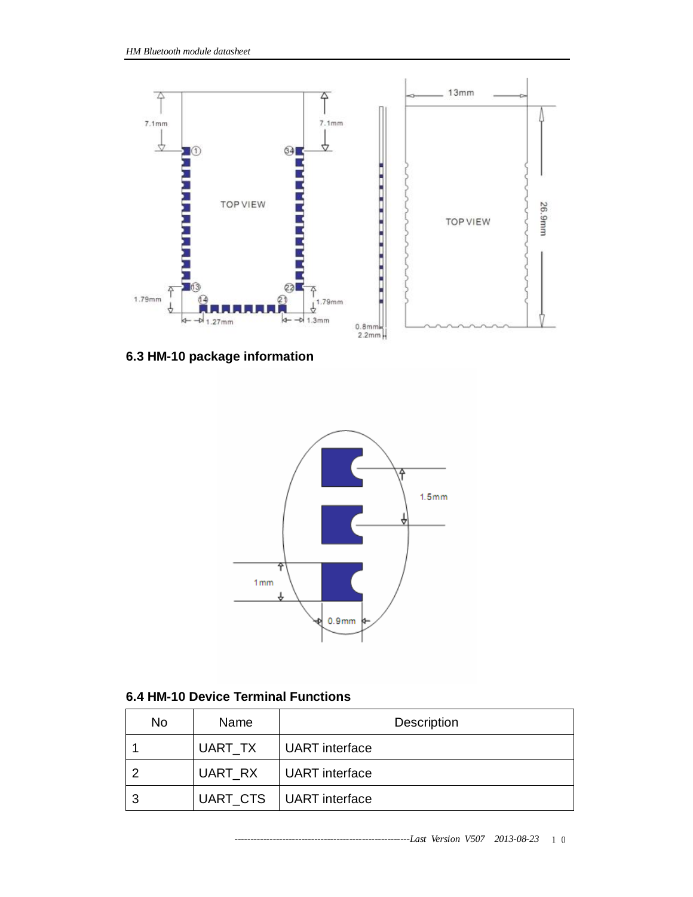## 6.3 HM-10 package information

## 6.4 HM-10 Device Terminal Functions

| No | Name | Description |
|---|---|---|
| 1 | UART_TX | UART interface |
| 2 | UART_RX | UART interface |
| 3 | UART_CTS | UART interface |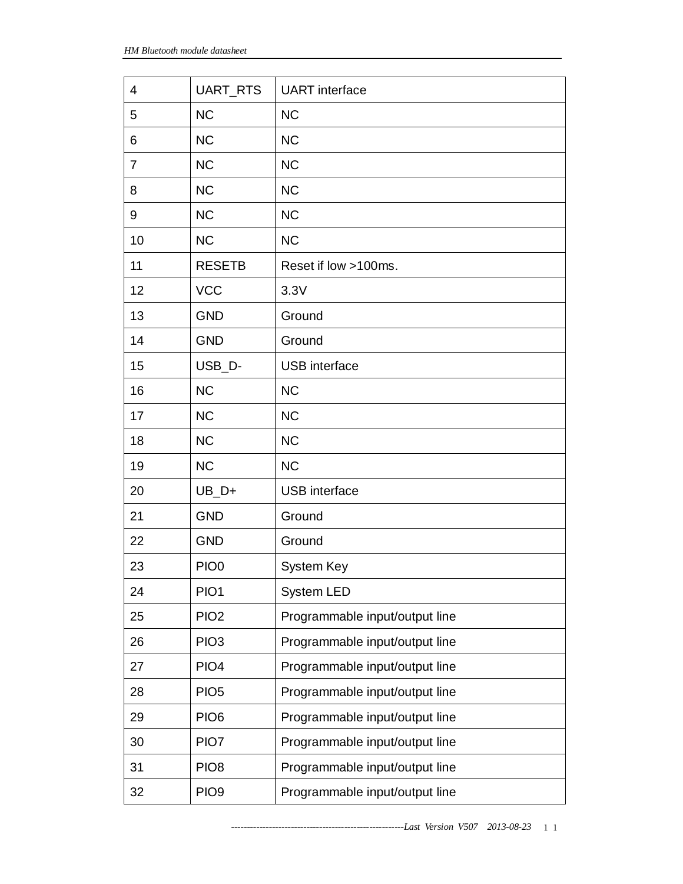| 4 | UART_RTS | UART interface |
|---|---|---|
| 5 | NC | NC |
| 6 | NC | NC |
| 7 | NC | NC |
| 8 | NC | NC |
| 9 | NC | NC |
| 10 | NC | NC |
| 11 | RESETB | Reset if low >100ms. |
| 12 | VCC | 3.3V |
| 13 | GND | Ground |
| 14 | GND | Ground |
| 15 | USB_D- | USB interface |
| 16 | NC | NC |
| 17 | NC | NC |
| 18 | NC | NC |
| 19 | NC | NC |
| 20 | UB_D+ | USB interface |
| 21 | GND | Ground |
| 22 | GND | Ground |
| 23 | PIO0 | System Key |
| 24 | PIO1 | System LED |
| 25 | PIO2 | Programmable input/output line |
| 26 | PIO3 | Programmable input/output line |
| 27 | PIO4 | Programmable input/output line |
| 28 | PIO5 | Programmable input/output line |
| 29 | PIO6 | Programmable input/output line |
| 30 | PIO7 | Programmable input/output line |
| 31 | PIO8 | Programmable input/output line |
| 32 | PIO9 | Programmable input/output line |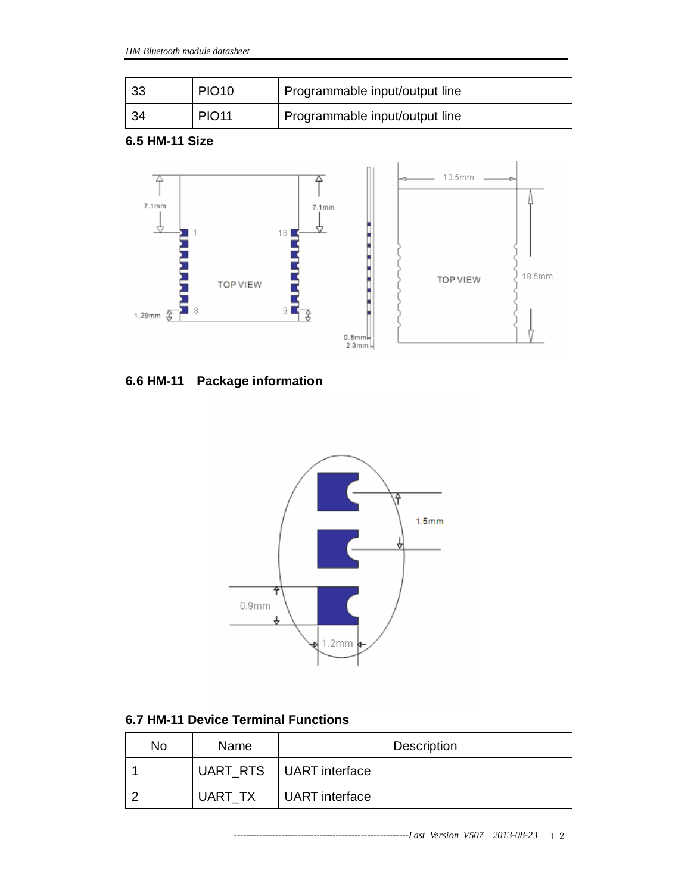| 33 | PIO10 | Programmable input/output line |
|---|---|---|
| 34 | PIO11 | Programmable input/output line |

### 6.5 HM-11 Size

### 6.6 HM-11 Package information

### 6.7 HM-11 Device Terminal Functions

| No | Name | Description |
|---|---|---|
| 1 | UART_RTS | UART interface |
| 2 | UART_TX | UART interface |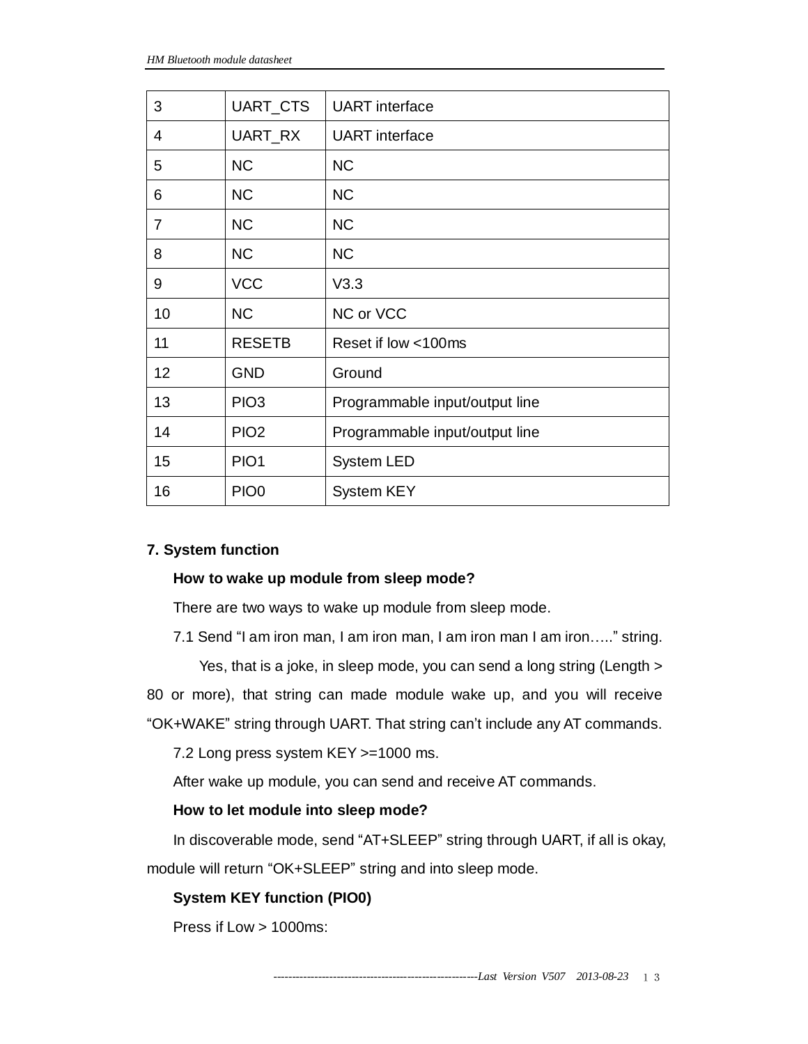| 3 | UART_CTS | UART interface |
|---|---|---|
| 4 | UART_RX | UART interface |
| 5 | NC | NC |
| 6 | NC | NC |
| 7 | NC | NC |
| 8 | NC | NC |
| 9 | VCC | V3.3 |
| 10 | NC | NC or VCC |
| 11 | RESETB | Reset if low <100ms |
| 12 | GND | Ground |
| 13 | PIO3 | Programmable input/output line |
| 14 | PIO2 | Programmable input/output line |
| 15 | PIO1 | System LED |
| 16 | PIO0 | System KEY |

## 7. System function

**How to wake up module from sleep mode?**

There are two ways to wake up module from sleep mode.

7.1 Send "I am iron man, I am iron man, I am iron man I am iron….." string.

Yes, that is a joke, in sleep mode, you can send a long string (Length > 80 or more), that string can made module wake up, and you will receive "OK+WAKE" string through UART. That string can't include any AT commands.

7.2 Long press system KEY >=1000 ms.

After wake up module, you can send and receive AT commands.

**How to let module into sleep mode?**

In discoverable mode, send "AT+SLEEP" string through UART, if all is okay, module will return "OK+SLEEP" string and into sleep mode.

**System KEY function (PIO0)**

Press if Low > 1000ms: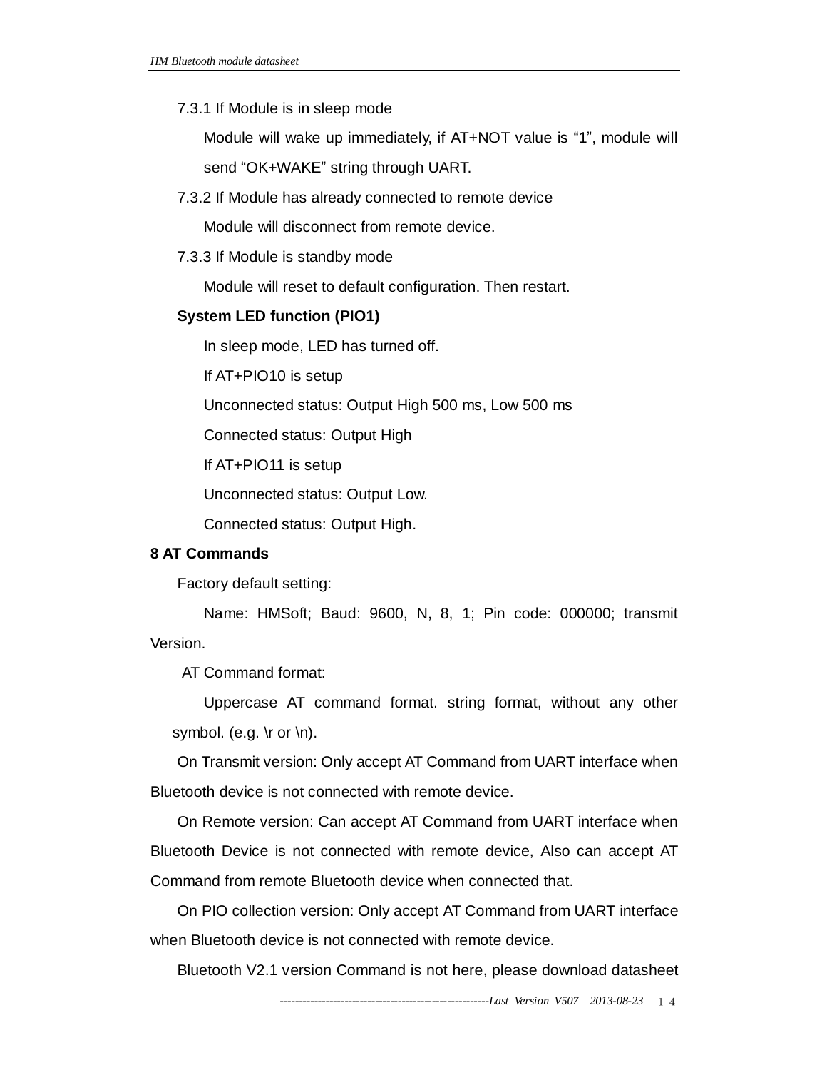7.3.1 If Module is in sleep mode

Module will wake up immediately, if AT+NOT value is “1”, module will send “OK+WAKE” string through UART.

7.3.2 If Module has already connected to remote device

Module will disconnect from remote device.

7.3.3 If Module is standby mode

Module will reset to default configuration. Then restart.

**System LED function (PIO1)**

In sleep mode, LED has turned off.

If AT+PIO10 is setup

Unconnected status: Output High 500 ms, Low 500 ms

Connected status: Output High

If AT+PIO11 is setup

Unconnected status: Output Low.

Connected status: Output High.

## 8 AT Commands

Factory default setting:

Name: HMSoft; Baud: 9600, N, 8, 1; Pin code: 000000; transmit Version.

AT Command format:

Uppercase AT command format. string format, without any other symbol. (e.g. \r or \n).

On Transmit version: Only accept AT Command from UART interface when Bluetooth device is not connected with remote device.

On Remote version: Can accept AT Command from UART interface when Bluetooth Device is not connected with remote device, Also can accept AT Command from remote Bluetooth device when connected that.

On PIO collection version: Only accept AT Command from UART interface when Bluetooth device is not connected with remote device.

Bluetooth V2.1 version Command is not here, please download datasheet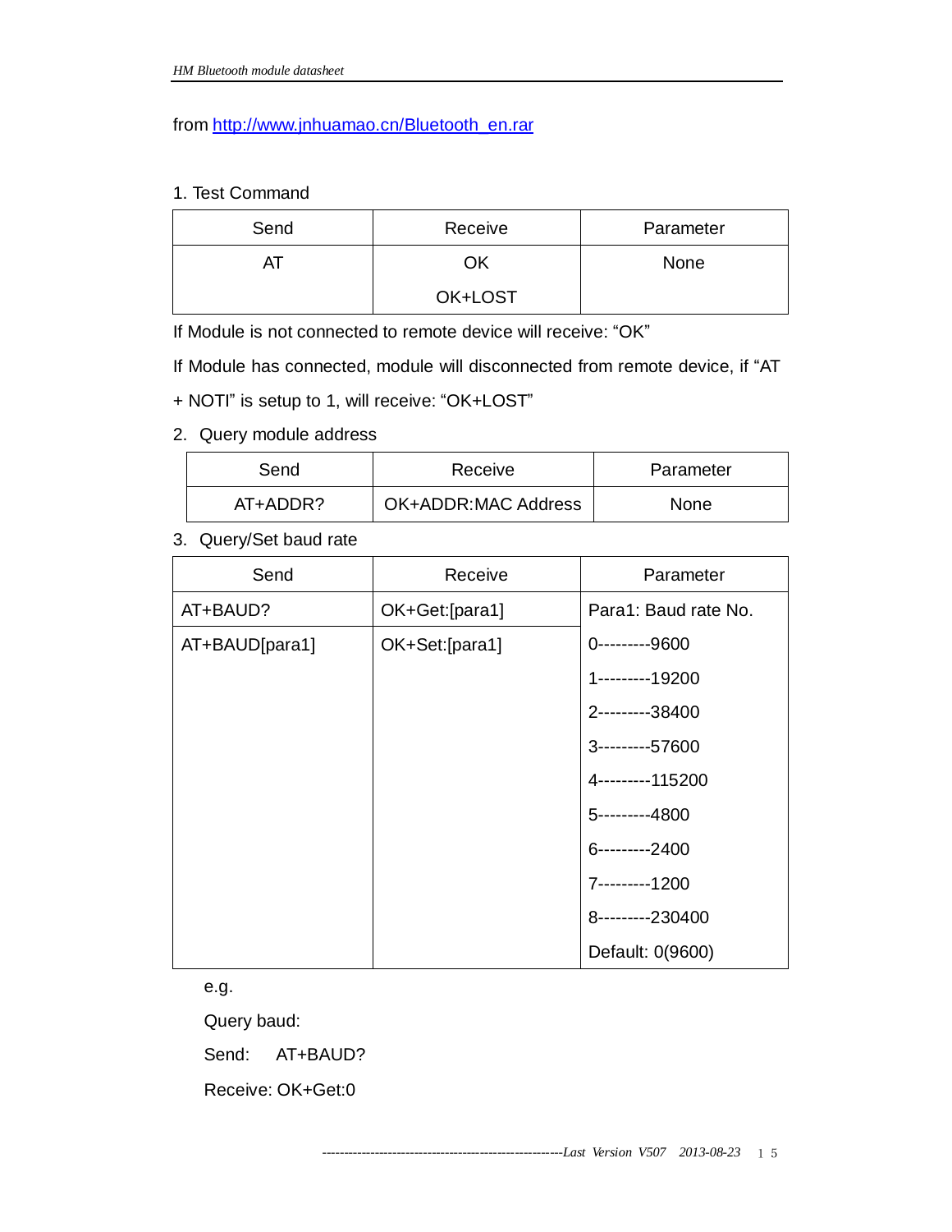from http://www.jnhuamao.cn/Bluetooth_en.rar

1. Test Command

| Send | Receive | Parameter |
|---|---|---|
| AT | OK<br>OK+LOST | None |

If Module is not connected to remote device will receive: "OK"

If Module has connected, module will disconnected from remote device, if "AT + NOTI" is setup to 1, will receive: "OK+LOST"

2. Query module address

| Send | Receive | Parameter |
|---|---|---|
| AT+ADDR? | OK+ADDR:MAC Address | None |

3. Query/Set baud rate

| Send | Receive | Parameter |
|---|---|---|
| AT+BAUD? | OK+Get:[para1] | Para1: Baud rate No. |
| AT+BAUD[para1] | OK+Set:[para1] | 0---------9600<br>1---------19200<br>2---------38400<br>3---------57600<br>4---------115200<br>5---------4800<br>6---------2400<br>7---------1200<br>8---------230400<br>Default: 0(9600) |

e.g.

Query baud:

Send: AT+BAUD?

Receive: OK+Get:0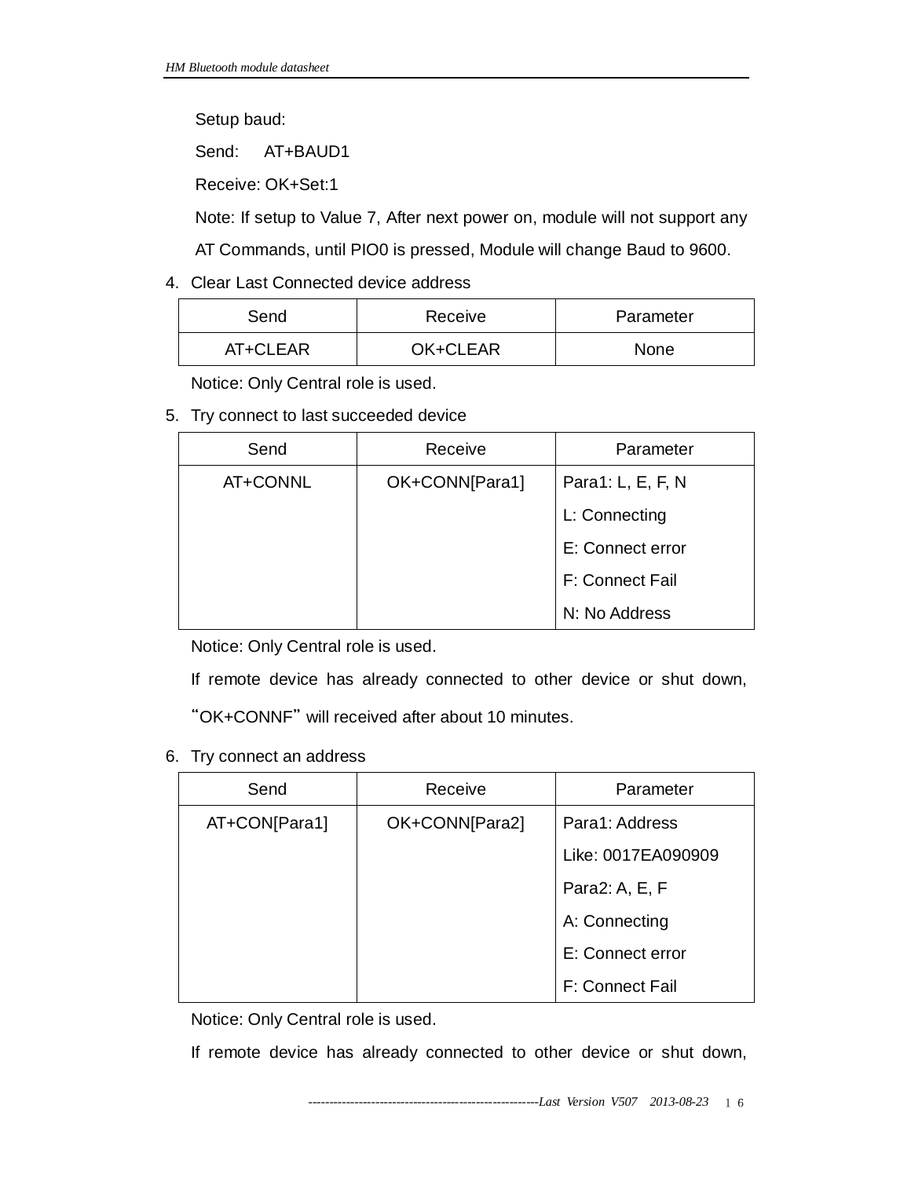Setup baud:

Send: AT+BAUD1

Receive: OK+Set:1

Note: If setup to Value 7, After next power on, module will not support any AT Commands, until PIO0 is pressed, Module will change Baud to 9600.

4. Clear Last Connected device address

| Send | Receive | Parameter |
|---|---|---|
| AT+CLEAR | OK+CLEAR | None |

Notice: Only Central role is used.

5. Try connect to last succeeded device

| Send | Receive | Parameter |
|---|---|---|
| AT+CONNL | OK+CONN[Para1] | Para1: L, E, F, N<br>L: Connecting<br>E: Connect error<br>F: Connect Fail<br>N: No Address |

Notice: Only Central role is used.

If remote device has already connected to other device or shut down, "OK+CONNF" will received after about 10 minutes.

6. Try connect an address

| Send | Receive | Parameter |
|---|---|---|
| AT+CON[Para1] | OK+CONN[Para2] | Para1: Address<br>Like: 0017EA090909<br>Para2: A, E, F<br>A: Connecting<br>E: Connect error<br>F: Connect Fail |

Notice: Only Central role is used.

If remote device has already connected to other device or shut down,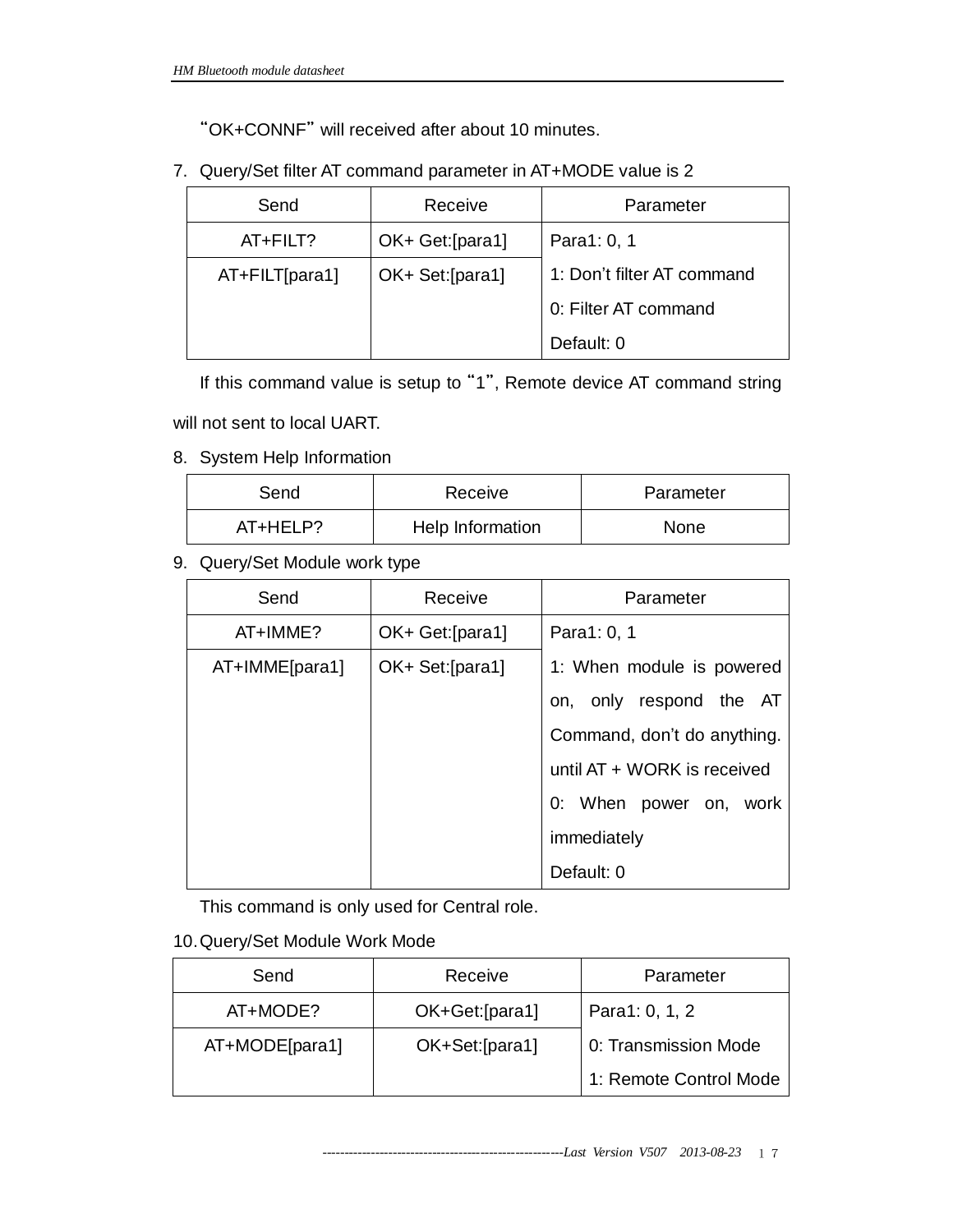"OK+CONNF" will received after about 10 minutes.

7. Query/Set filter AT command parameter in AT+MODE value is 2

| Send | Receive | Parameter |
|---|---|---|
| AT+FILT? | OK+ Get:[para1] | Para1: 0, 1<br>1: Don't filter AT command<br>0: Filter AT command<br>Default: 0 |
| AT+FILT[para1] | OK+ Set:[para1] | |

If this command value is setup to "1", Remote device AT command string will not sent to local UART.

8. System Help Information

| Send | Receive | Parameter |
|---|---|---|
| AT+HELP? | Help Information | None |

9. Query/Set Module work type

| Send | Receive | Parameter |
|---|---|---|
| AT+IMME? | OK+ Get:[para1] | Para1: 0, 1<br>1: When module is powered on, only respond the AT Command, don't do anything. until AT + WORK is received<br>0: When power on, work immediately<br>Default: 0 |
| AT+IMME[para1] | OK+ Set:[para1] | |

This command is only used for Central role.

10. Query/Set Module Work Mode

| Send | Receive | Parameter |
|---|---|---|
| AT+MODE? | OK+Get:[para1] | Para1: 0, 1, 2<br>0: Transmission Mode<br>1: Remote Control Mode |
| AT+MODE[para1] | OK+Set:[para1] | |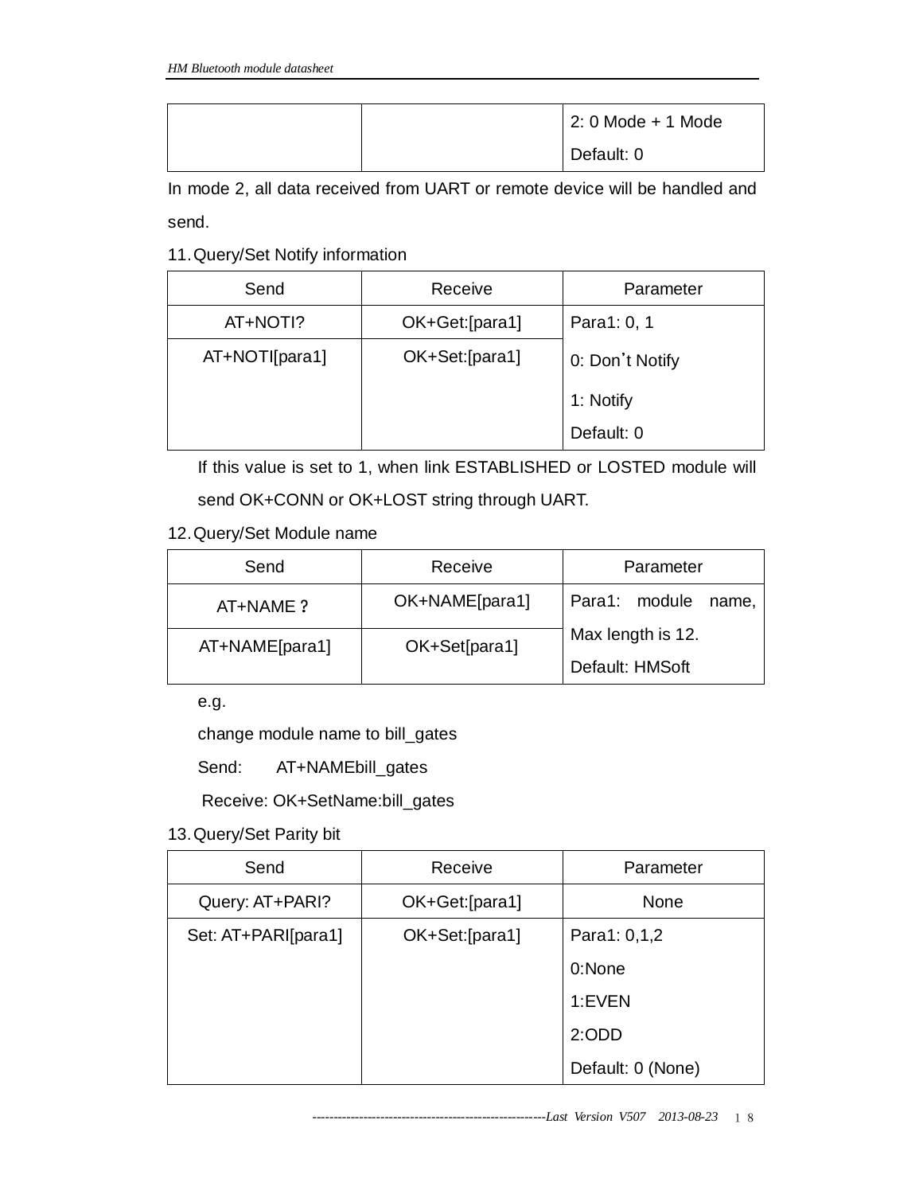| | | 2: 0 Mode + 1 Mode<br>Default: 0 |
|---|---|---|

In mode 2, all data received from UART or remote device will be handled and send.

11. Query/Set Notify information

| Send | Receive | Parameter |
|---|---|---|
| AT+NOTI? | OK+Get:[para1] | Para1: 0, 1 |
| AT+NOTI[para1] | OK+Set:[para1] | 0: Don't Notify<br>1: Notify<br>Default: 0 |

If this value is set to 1, when link ESTABLISHED or LOSTED module will send OK+CONN or OK+LOST string through UART.

12. Query/Set Module name

| Send | Receive | Parameter |
|---|---|---|
| AT+NAME？ | OK+NAME[para1] | Para1: module name, |
| AT+NAME[para1] | OK+Set[para1] | Max length is 12.<br>Default: HMSoft |

e.g.

change module name to bill_gates

Send: AT+NAMEbill_gates

Receive: OK+SetName:bill_gates

13. Query/Set Parity bit

| Send | Receive | Parameter |
|---|---|---|
| Query: AT+PARI? | OK+Get:[para1] | None |
| Set: AT+PARI[para1] | OK+Set:[para1] | Para1: 0,1,2<br>0:None<br>1:EVEN<br>2:ODD<br>Default: 0 (None) |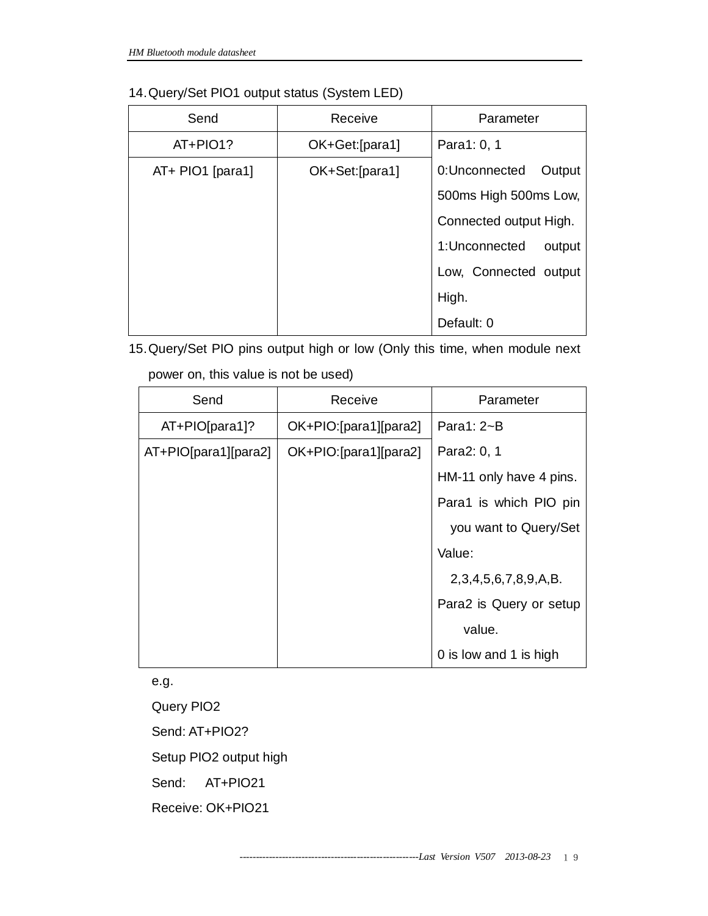14. Query/Set PIO1 output status (System LED)

| Send | Receive | Parameter |
|---|---|---|
| AT+PIO1? | OK+Get:[para1] | Para1: 0, 1<br>0:Unconnected Output 500ms High 500ms Low, Connected output High.<br>1:Unconnected output Low, Connected output High.<br>Default: 0 |
| AT+ PIO1 [para1] | OK+Set:[para1] | |

15. Query/Set PIO pins output high or low (Only this time, when module next power on, this value is not be used)

| Send | Receive | Parameter |
|---|---|---|
| AT+PIO[para1]? | OK+PIO:[para1][para2] | Para1: 2~B<br>Para2: 0, 1<br>HM-11 only have 4 pins.<br>Para1 is which PIO pin you want to Query/Set<br>Value: 2,3,4,5,6,7,8,9,A,B.<br>Para2 is Query or setup value.<br>0 is low and 1 is high |
| AT+PIO[para1][para2] | OK+PIO:[para1][para2] | |

e.g.

Query PIO2

Send: AT+PIO2?

Setup PIO2 output high

Send: AT+PIO21

Receive: OK+PIO21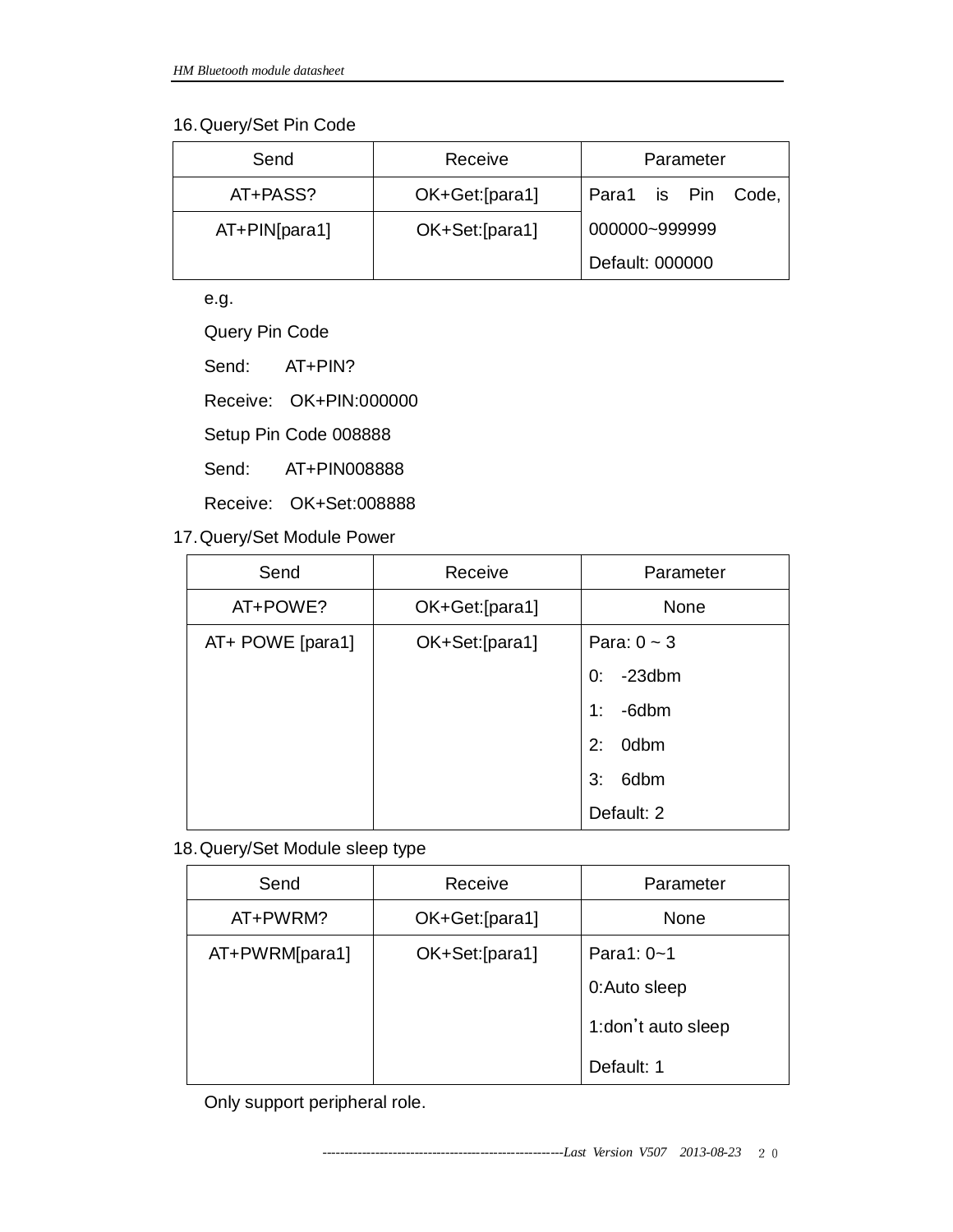16. Query/Set Pin Code

| Send | Receive | Parameter |
| --- | --- | --- |
| AT+PASS? | OK+Get:[para1] | Para1 is Pin Code, 000000~999999 Default: 000000 |
| AT+PIN[para1] | OK+Set:[para1] | |

e.g.

Query Pin Code

Send: AT+PIN?

Receive: OK+PIN:000000

Setup Pin Code 008888

Send: AT+PIN008888

Receive: OK+Set:008888

17. Query/Set Module Power

| Send | Receive | Parameter |
| --- | --- | --- |
| AT+POWE? | OK+Get:[para1] | None |
| AT+ POWE [para1] | OK+Set:[para1] | Para: 0 ~ 3<br>0: -23dbm<br>1: -6dbm<br>2: 0dbm<br>3: 6dbm<br>Default: 2 |

18. Query/Set Module sleep type

| Send | Receive | Parameter |
| --- | --- | --- |
| AT+PWRM? | OK+Get:[para1] | None |
| AT+PWRM[para1] | OK+Set:[para1] | Para1: 0~1<br>0:Auto sleep<br>1:don't auto sleep<br>Default: 1 |

Only support peripheral role.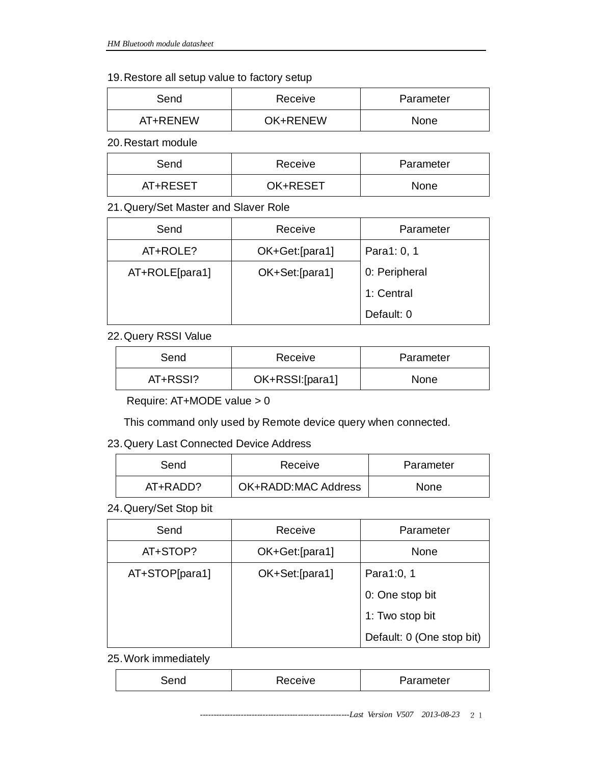19. Restore all setup value to factory setup

| Send | Receive | Parameter |
|---|---|---|
| AT+RENEW | OK+RENEW | None |

20. Restart module

| Send | Receive | Parameter |
|---|---|---|
| AT+RESET | OK+RESET | None |

21. Query/Set Master and Slaver Role

| Send | Receive | Parameter |
|---|---|---|
| AT+ROLE? | OK+Get:[para1] | Para1: 0, 1 |
| AT+ROLE[para1] | OK+Set:[para1] | 0: Peripheral<br>1: Central<br>Default: 0 |

22. Query RSSI Value

| Send | Receive | Parameter |
|---|---|---|
| AT+RSSI? | OK+RSSI:[para1] | None |

Require: AT+MODE value > 0

This command only used by Remote device query when connected.

23. Query Last Connected Device Address

| Send | Receive | Parameter |
|---|---|---|
| AT+RADD? | OK+RADD:MAC Address | None |

24. Query/Set Stop bit

| Send | Receive | Parameter |
|---|---|---|
| AT+STOP? | OK+Get:[para1] | None |
| AT+STOP[para1] | OK+Set:[para1] | Para1:0, 1<br>0: One stop bit<br>1: Two stop bit<br>Default: 0 (One stop bit) |

25. Work immediately

| Send | Receive | Parameter |
|---|---|---|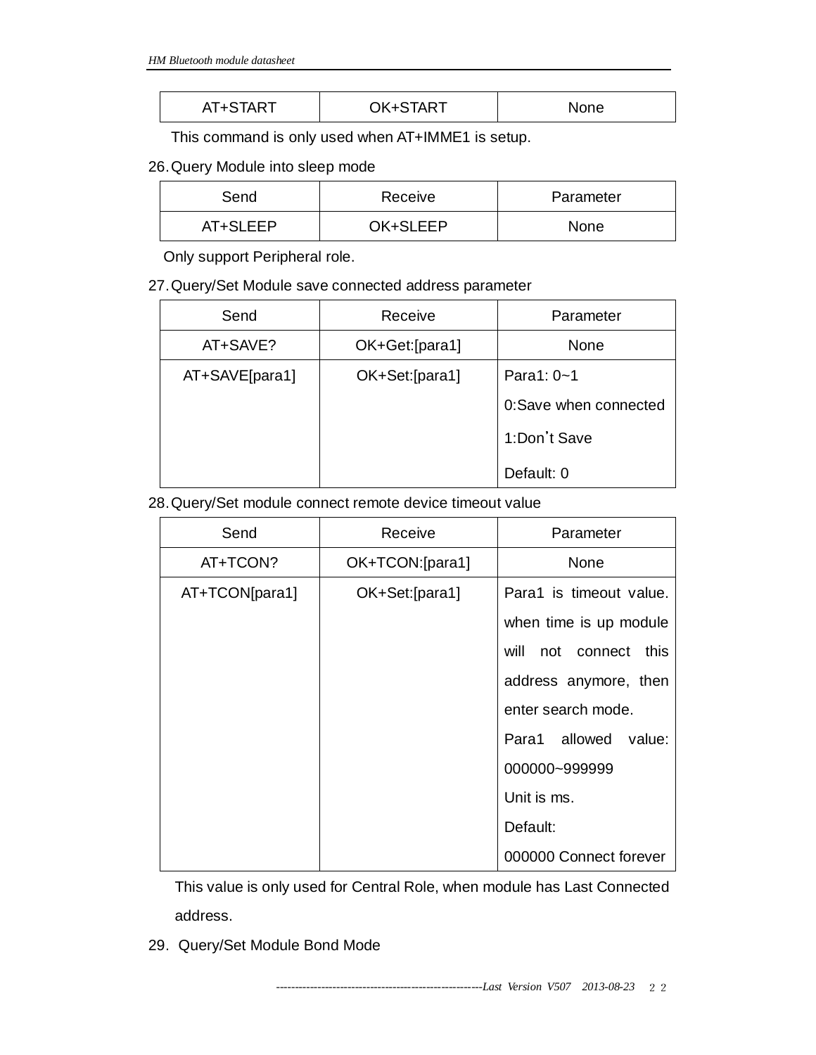| AT+START | OK+START | None |
|---|---|---|

This command is only used when AT+IMME1 is setup.

26. Query Module into sleep mode

| Send | Receive | Parameter |
|---|---|---|
| AT+SLEEP | OK+SLEEP | None |

Only support Peripheral role.

27. Query/Set Module save connected address parameter

| Send | Receive | Parameter |
|---|---|---|
| AT+SAVE? | OK+Get:[para1] | None |
| AT+SAVE[para1] | OK+Set:[para1] | Para1: 0~1<br>0:Save when connected<br>1:Don’t Save<br>Default: 0 |

28. Query/Set module connect remote device timeout value

| Send | Receive | Parameter |
|---|---|---|
| AT+TCON? | OK+TCON:[para1] | None |
| AT+TCON[para1] | OK+Set:[para1] | Para1 is timeout value. when time is up module will not connect this address anymore, then enter search mode.<br>Para1 allowed value: 000000~999999<br>Unit is ms.<br>Default:<br>000000 Connect forever |

This value is only used for Central Role, when module has Last Connected address.

29. Query/Set Module Bond Mode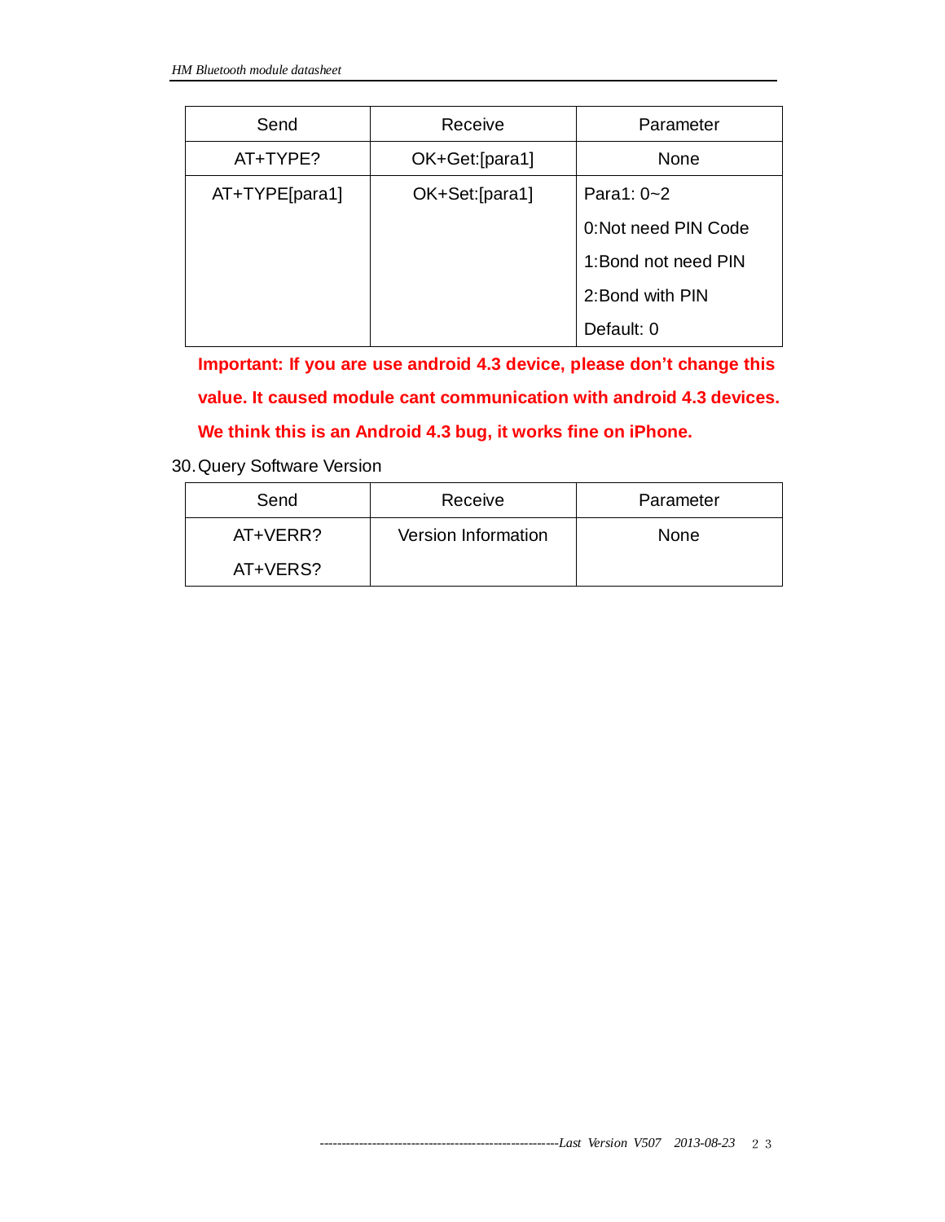| Send | Receive | Parameter |
| --- | --- | --- |
| AT+TYPE? | OK+Get:[para1] | None |
| AT+TYPE[para1] | OK+Set:[para1] | Para1: 0~2<br>0:Not need PIN Code<br>1:Bond not need PIN<br>2:Bond with PIN<br>Default: 0 |

**Important: If you are use android 4.3 device, please don't change this value. It caused module cant communication with android 4.3 devices. We think this is an Android 4.3 bug, it works fine on iPhone.**

30. Query Software Version

| Send | Receive | Parameter |
| --- | --- | --- |
| AT+VERR?<br>AT+VERS? | Version Information | None |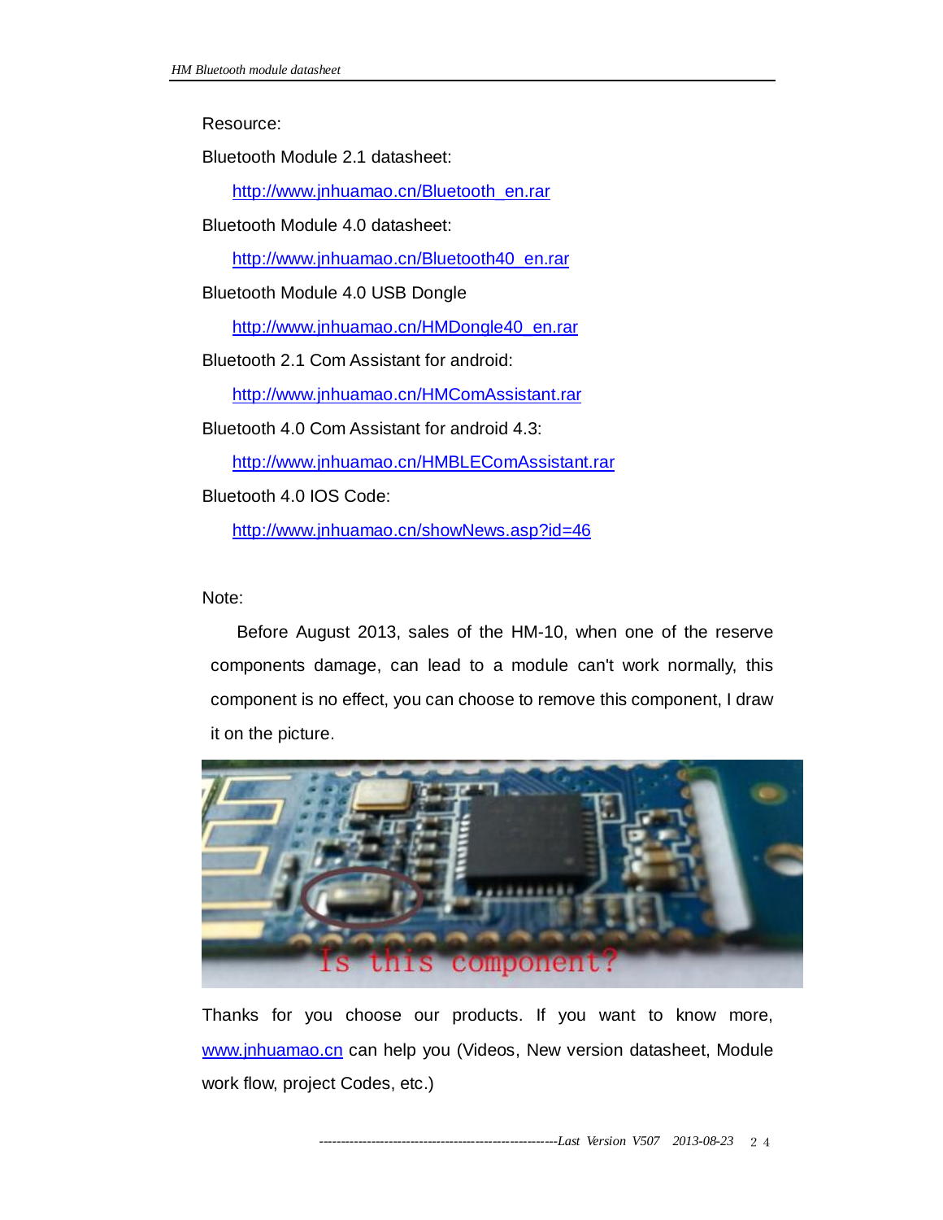Resource:

Bluetooth Module 2.1 datasheet:

http://www.jnhuamao.cn/Bluetooth_en.rar

Bluetooth Module 4.0 datasheet:

http://www.jnhuamao.cn/Bluetooth40_en.rar

Bluetooth Module 4.0 USB Dongle

http://www.jnhuamao.cn/HMDongle40_en.rar

Bluetooth 2.1 Com Assistant for android:

http://www.jnhuamao.cn/HMComAssistant.rar

Bluetooth 4.0 Com Assistant for android 4.3:

http://www.jnhuamao.cn/HMBLEComAssistant.rar

Bluetooth 4.0 IOS Code:

http://www.jnhuamao.cn/showNews.asp?id=46

Note:

Before August 2013, sales of the HM-10, when one of the reserve components damage, can lead to a module can't work normally, this component is no effect, you can choose to remove this component, I draw it on the picture.

Is this component?

Thanks for you choose our products. If you want to know more, www.jnhuamao.cn can help you (Videos, New version datasheet, Module work flow, project Codes, etc.)

--------------------------------------------------------Last Version V507 2013-08-23